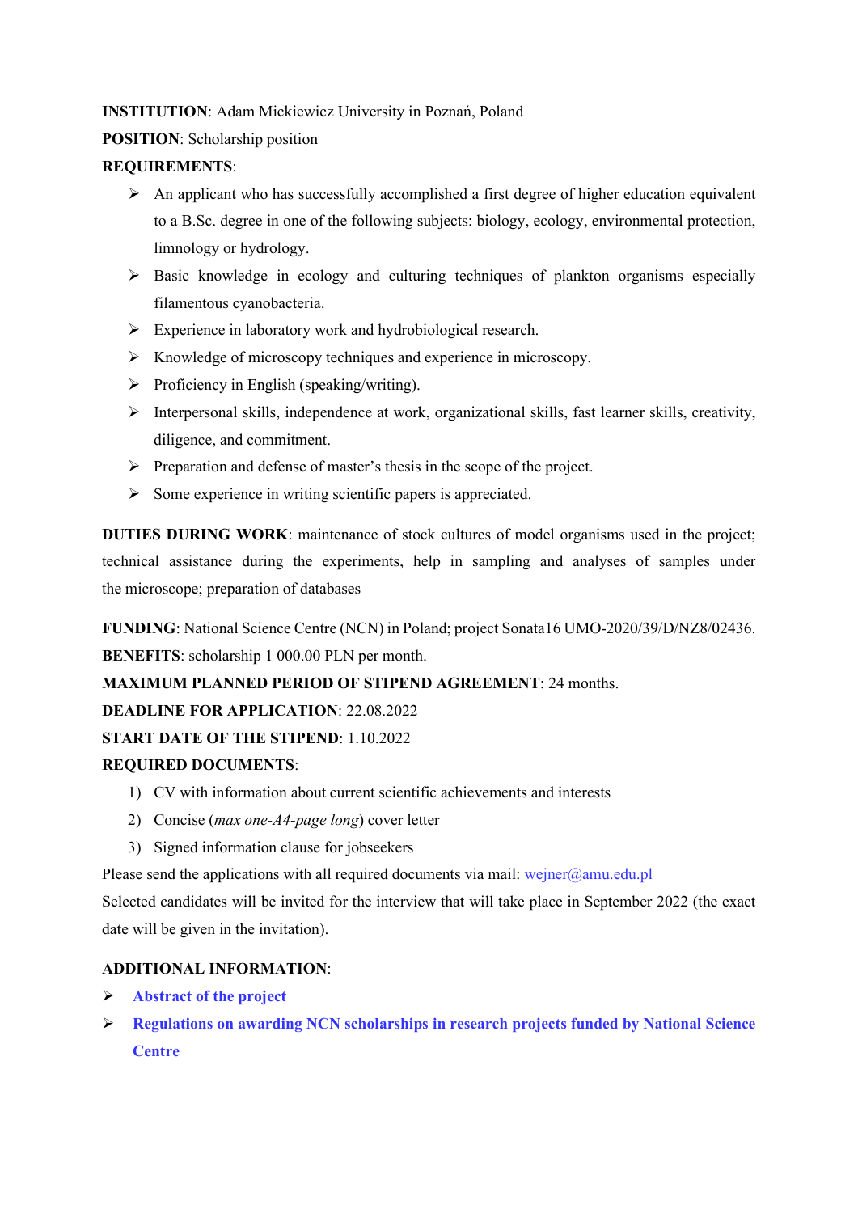**INSTITUTION**: Adam Mickiewicz University in Poznań, Poland

**POSITION**: Scholarship position

**REQUIREMENTS**:

- An applicant who has successfully accomplished a first degree of higher education equivalent to a B.Sc. degree in one of the following subjects: biology, ecology, environmental protection, limnology or hydrology.
- Basic knowledge in ecology and culturing techniques of plankton organisms especially filamentous cyanobacteria.
- Experience in laboratory work and hydrobiological research.
- Knowledge of microscopy techniques and experience in microscopy.
- Proficiency in English (speaking/writing).
- Interpersonal skills, independence at work, organizational skills, fast learner skills, creativity, diligence, and commitment.
- Preparation and defense of master's thesis in the scope of the project.
- Some experience in writing scientific papers is appreciated.

**DUTIES DURING WORK**: maintenance of stock cultures of model organisms used in the project; technical assistance during the experiments, help in sampling and analyses of samples under the microscope; preparation of databases

**FUNDING**: National Science Centre (NCN) in Poland; project Sonata16 UMO-2020/39/D/NZ8/02436.

**BENEFITS**: scholarship 1 000.00 PLN per month.

**MAXIMUM PLANNED PERIOD OF STIPEND AGREEMENT**: 24 months.

**DEADLINE FOR APPLICATION**: 22.08.2022

**START DATE OF THE STIPEND**: 1.10.2022

**REQUIRED DOCUMENTS**:

1) CV with information about current scientific achievements and interests
2) Concise (*max one-A4-page long*) cover letter
3) Signed information clause for jobseekers

Please send the applications with all required documents via mail: wejner@amu.edu.pl

Selected candidates will be invited for the interview that will take place in September 2022 (the exact date will be given in the invitation).

**ADDITIONAL INFORMATION**:

- **Abstract of the project**
- **Regulations on awarding NCN scholarships in research projects funded by National Science Centre**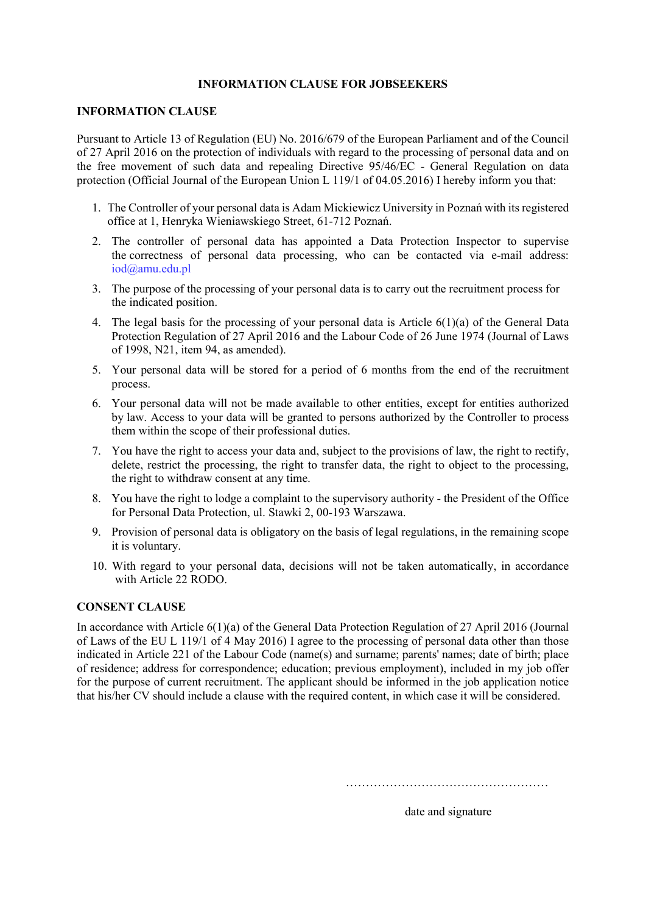# INFORMATION CLAUSE FOR JOBSEEKERS

## INFORMATION CLAUSE

Pursuant to Article 13 of Regulation (EU) No. 2016/679 of the European Parliament and of the Council of 27 April 2016 on the protection of individuals with regard to the processing of personal data and on the free movement of such data and repealing Directive 95/46/EC - General Regulation on data protection (Official Journal of the European Union L 119/1 of 04.05.2016) I hereby inform you that:

1. The Controller of your personal data is Adam Mickiewicz University in Poznań with its registered office at 1, Henryka Wieniawskiego Street, 61-712 Poznań.
2. The controller of personal data has appointed a Data Protection Inspector to supervise the correctness of personal data processing, who can be contacted via e-mail address: iod@amu.edu.pl
3. The purpose of the processing of your personal data is to carry out the recruitment process for the indicated position.
4. The legal basis for the processing of your personal data is Article 6(1)(a) of the General Data Protection Regulation of 27 April 2016 and the Labour Code of 26 June 1974 (Journal of Laws of 1998, N21, item 94, as amended).
5. Your personal data will be stored for a period of 6 months from the end of the recruitment process.
6. Your personal data will not be made available to other entities, except for entities authorized by law. Access to your data will be granted to persons authorized by the Controller to process them within the scope of their professional duties.
7. You have the right to access your data and, subject to the provisions of law, the right to rectify, delete, restrict the processing, the right to transfer data, the right to object to the processing, the right to withdraw consent at any time.
8. You have the right to lodge a complaint to the supervisory authority - the President of the Office for Personal Data Protection, ul. Stawki 2, 00-193 Warszawa.
9. Provision of personal data is obligatory on the basis of legal regulations, in the remaining scope it is voluntary.
10. With regard to your personal data, decisions will not be taken automatically, in accordance with Article 22 RODO.

## CONSENT CLAUSE

In accordance with Article 6(1)(a) of the General Data Protection Regulation of 27 April 2016 (Journal of Laws of the EU L 119/1 of 4 May 2016) I agree to the processing of personal data other than those indicated in Article 221 of the Labour Code (name(s) and surname; parents' names; date of birth; place of residence; address for correspondence; education; previous employment), included in my job offer for the purpose of current recruitment. The applicant should be informed in the job application notice that his/her CV should include a clause with the required content, in which case it will be considered.

……………………………………………

date and signature